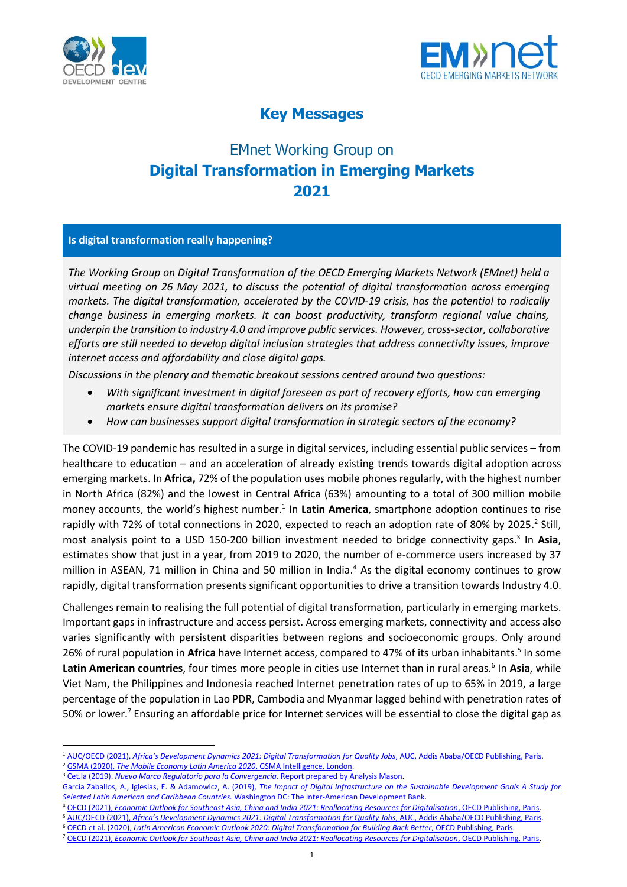# Key Messages

## EMnet Working Group on
## **Digital Transformation in Emerging Markets 2021**

### Is digital transformation really happening?

*The Working Group on Digital Transformation of the OECD Emerging Markets Network (EMnet) held a virtual meeting on 26 May 2021, to discuss the potential of digital transformation across emerging markets. The digital transformation, accelerated by the COVID-19 crisis, has the potential to radically change business in emerging markets. It can boost productivity, transform regional value chains, underpin the transition to industry 4.0 and improve public services. However, cross-sector, collaborative efforts are still needed to develop digital inclusion strategies that address connectivity issues, improve internet access and affordability and close digital gaps.*

*Discussions in the plenary and thematic breakout sessions centred around two questions:*

- *With significant investment in digital foreseen as part of recovery efforts, how can emerging markets ensure digital transformation delivers on its promise?*
- *How can businesses support digital transformation in strategic sectors of the economy?*

The COVID-19 pandemic has resulted in a surge in digital services, including essential public services – from healthcare to education – and an acceleration of already existing trends towards digital adoption across emerging markets. In **Africa,** 72% of the population uses mobile phones regularly, with the highest number in North Africa (82%) and the lowest in Central Africa (63%) amounting to a total of 300 million mobile money accounts, the world's highest number.[1] In **Latin America**, smartphone adoption continues to rise rapidly with 72% of total connections in 2020, expected to reach an adoption rate of 80% by 2025.[2] Still, most analysis point to a USD 150-200 billion investment needed to bridge connectivity gaps.[3] In **Asia**, estimates show that just in a year, from 2019 to 2020, the number of e-commerce users increased by 37 million in ASEAN, 71 million in China and 50 million in India.[4] As the digital economy continues to grow rapidly, digital transformation presents significant opportunities to drive a transition towards Industry 4.0.

Challenges remain to realising the full potential of digital transformation, particularly in emerging markets. Important gaps in infrastructure and access persist. Across emerging markets, connectivity and access also varies significantly with persistent disparities between regions and socioeconomic groups. Only around 26% of rural population in **Africa** have Internet access, compared to 47% of its urban inhabitants.[5] In some **Latin American countries**, four times more people in cities use Internet than in rural areas.[6] In **Asia**, while Viet Nam, the Philippines and Indonesia reached Internet penetration rates of up to 65% in 2019, a large percentage of the population in Lao PDR, Cambodia and Myanmar lagged behind with penetration rates of 50% or lower.[7] Ensuring an affordable price for Internet services will be essential to close the digital gap as

---

[1] AUC/OECD (2021), *Africa's Development Dynamics 2021: Digital Transformation for Quality Jobs*, AUC, Addis Ababa/OECD Publishing, Paris.

[2] GSMA (2020), *The Mobile Economy Latin America 2020*, GSMA Intelligence, London.

[3] Cet.la (2019). *Nuevo Marco Regulatorio para la Convergencia*. Report prepared by Analysis Mason.
García Zaballos, A., Iglesias, E. & Adamowicz, A. (2019), *The Impact of Digital Infrastructure on the Sustainable Development Goals A Study for Selected Latin American and Caribbean Countries.* Washington DC: The Inter-American Development Bank.

[4] OECD (2021), *Economic Outlook for Southeast Asia, China and India 2021: Reallocating Resources for Digitalisation*, OECD Publishing, Paris.

[5] AUC/OECD (2021), *Africa's Development Dynamics 2021: Digital Transformation for Quality Jobs*, AUC, Addis Ababa/OECD Publishing, Paris.

[6] OECD et al. (2020), *Latin American Economic Outlook 2020: Digital Transformation for Building Back Better*, OECD Publishing, Paris.

[7] OECD (2021), *Economic Outlook for Southeast Asia, China and India 2021: Reallocating Resources for Digitalisation*, OECD Publishing, Paris.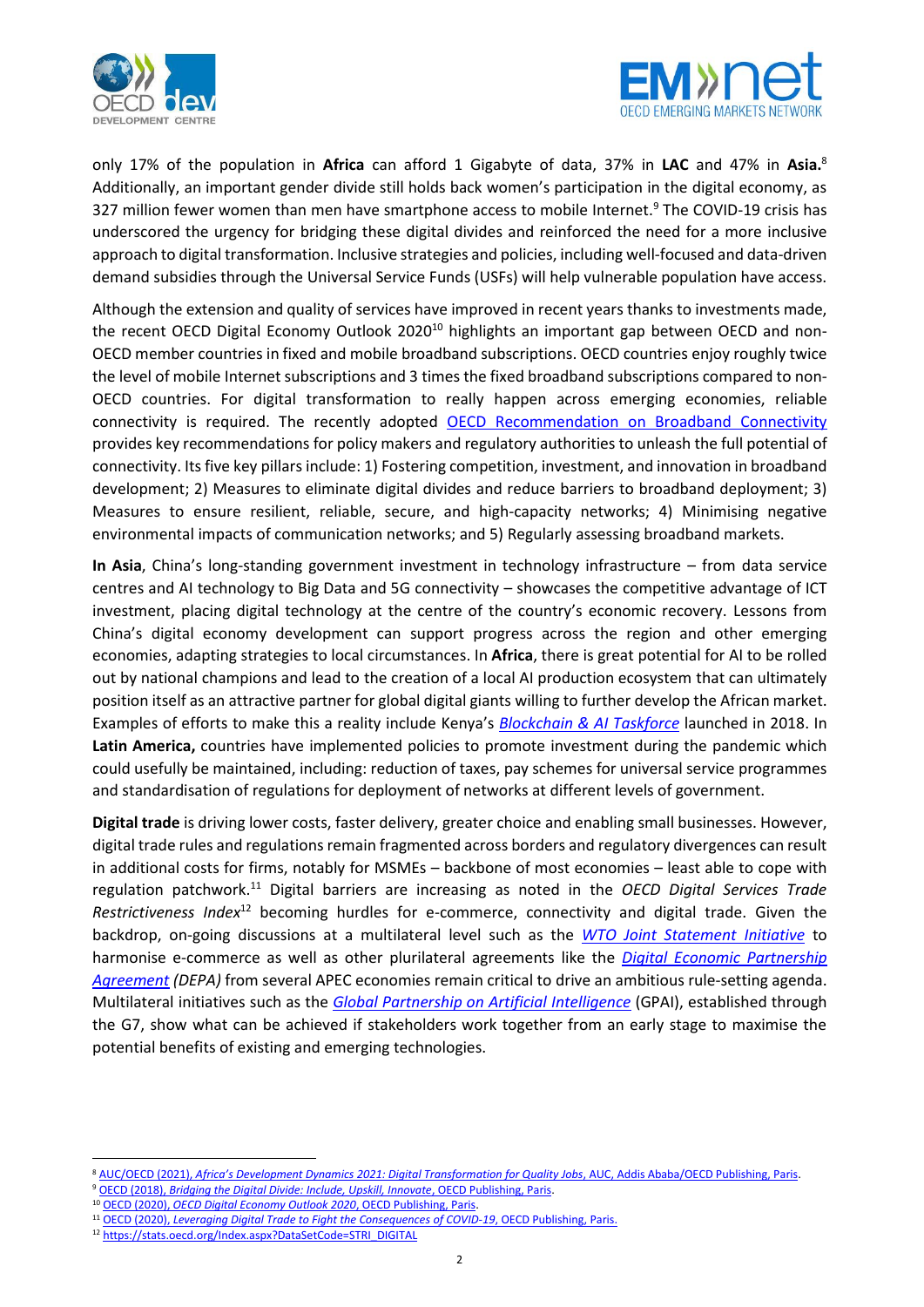only 17% of the population in **Africa** can afford 1 Gigabyte of data, 37% in **LAC** and 47% in **Asia.**[8] Additionally, an important gender divide still holds back women's participation in the digital economy, as 327 million fewer women than men have smartphone access to mobile Internet.[9] The COVID-19 crisis has underscored the urgency for bridging these digital divides and reinforced the need for a more inclusive approach to digital transformation. Inclusive strategies and policies, including well-focused and data-driven demand subsidies through the Universal Service Funds (USFs) will help vulnerable population have access.

Although the extension and quality of services have improved in recent years thanks to investments made, the recent OECD Digital Economy Outlook 2020[10] highlights an important gap between OECD and non-OECD member countries in fixed and mobile broadband subscriptions. OECD countries enjoy roughly twice the level of mobile Internet subscriptions and 3 times the fixed broadband subscriptions compared to non-OECD countries. For digital transformation to really happen across emerging economies, reliable connectivity is required. The recently adopted OECD Recommendation on Broadband Connectivity provides key recommendations for policy makers and regulatory authorities to unleash the full potential of connectivity. Its five key pillars include: 1) Fostering competition, investment, and innovation in broadband development; 2) Measures to eliminate digital divides and reduce barriers to broadband deployment; 3) Measures to ensure resilient, reliable, secure, and high-capacity networks; 4) Minimising negative environmental impacts of communication networks; and 5) Regularly assessing broadband markets.

**In Asia**, China's long-standing government investment in technology infrastructure – from data service centres and AI technology to Big Data and 5G connectivity – showcases the competitive advantage of ICT investment, placing digital technology at the centre of the country's economic recovery. Lessons from China's digital economy development can support progress across the region and other emerging economies, adapting strategies to local circumstances. In **Africa**, there is great potential for AI to be rolled out by national champions and lead to the creation of a local AI production ecosystem that can ultimately position itself as an attractive partner for global digital giants willing to further develop the African market. Examples of efforts to make this a reality include Kenya's *Blockchain & AI Taskforce* launched in 2018. In **Latin America,** countries have implemented policies to promote investment during the pandemic which could usefully be maintained, including: reduction of taxes, pay schemes for universal service programmes and standardisation of regulations for deployment of networks at different levels of government.

**Digital trade** is driving lower costs, faster delivery, greater choice and enabling small businesses. However, digital trade rules and regulations remain fragmented across borders and regulatory divergences can result in additional costs for firms, notably for MSMEs – backbone of most economies – least able to cope with regulation patchwork.[11] Digital barriers are increasing as noted in the *OECD Digital Services Trade Restrictiveness Index*[12] becoming hurdles for e-commerce, connectivity and digital trade. Given the backdrop, on-going discussions at a multilateral level such as the *WTO Joint Statement Initiative* to harmonise e-commerce as well as other plurilateral agreements like the *Digital Economic Partnership Agreement (DEPA)* from several APEC economies remain critical to drive an ambitious rule-setting agenda. Multilateral initiatives such as the *Global Partnership on Artificial Intelligence* (GPAI), established through the G7, show what can be achieved if stakeholders work together from an early stage to maximise the potential benefits of existing and emerging technologies.

---

[8] AUC/OECD (2021), *Africa's Development Dynamics 2021: Digital Transformation for Quality Jobs*, AUC, Addis Ababa/OECD Publishing, Paris.

[9] OECD (2018), *Bridging the Digital Divide: Include, Upskill, Innovate*, OECD Publishing, Paris.

[10] OECD (2020), *OECD Digital Economy Outlook 2020*, OECD Publishing, Paris.

[11] OECD (2020), *Leveraging Digital Trade to Fight the Consequences of COVID-19*, OECD Publishing, Paris.

[12] https://stats.oecd.org/Index.aspx?DataSetCode=STRI_DIGITAL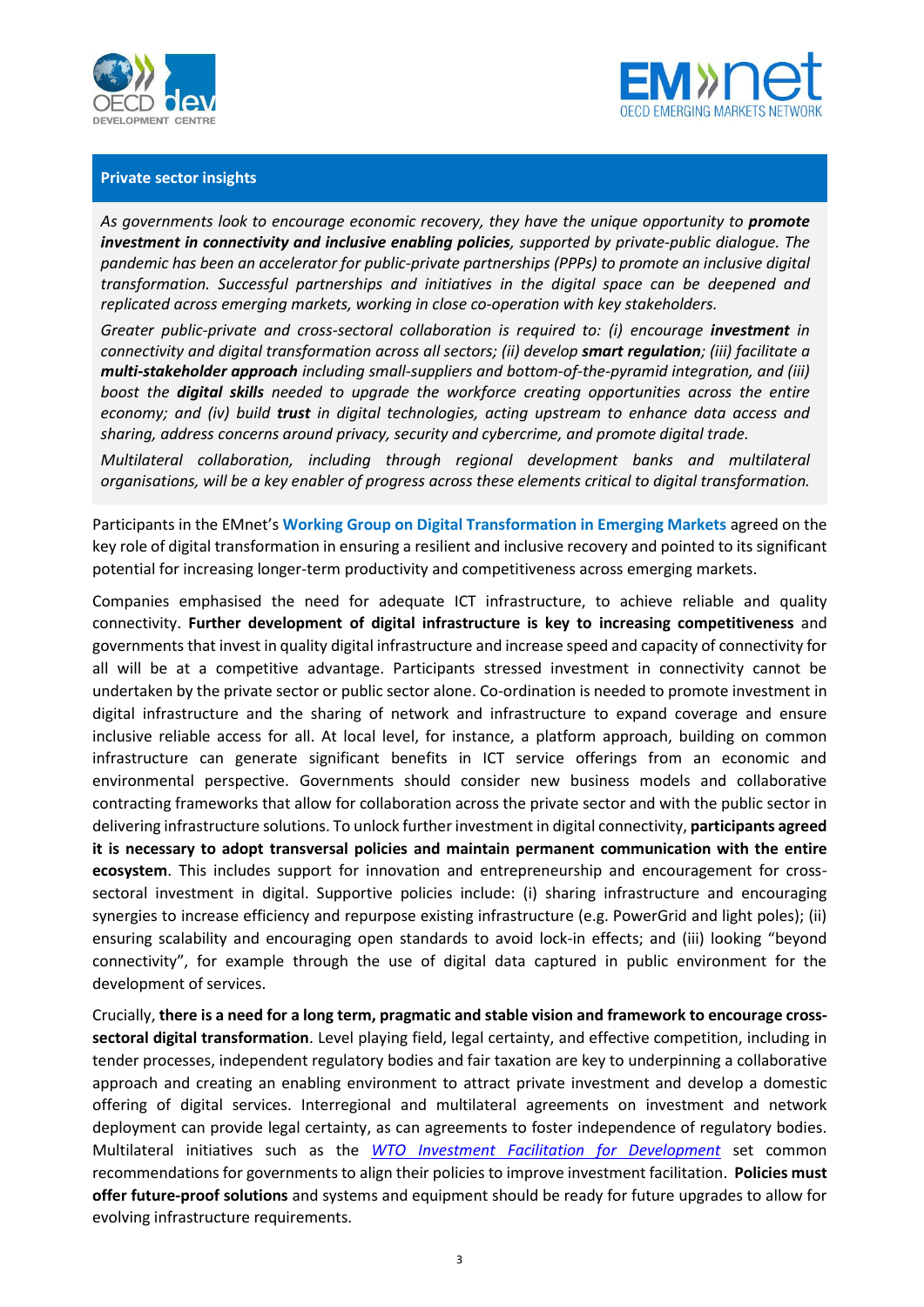## Private sector insights

*As governments look to encourage economic recovery, they have the unique opportunity to* ***promote investment in connectivity and inclusive enabling policies****, supported by private-public dialogue. The pandemic has been an accelerator for public-private partnerships (PPPs) to promote an inclusive digital transformation. Successful partnerships and initiatives in the digital space can be deepened and replicated across emerging markets, working in close co-operation with key stakeholders.*

*Greater public-private and cross-sectoral collaboration is required to: (i) encourage* ***investment*** *in connectivity and digital transformation across all sectors; (ii) develop* ***smart regulation****; (iii) facilitate a* ***multi-stakeholder approach*** *including small-suppliers and bottom-of-the-pyramid integration, and (iii) boost the* ***digital skills*** *needed to upgrade the workforce creating opportunities across the entire economy; and (iv) build* ***trust*** *in digital technologies, acting upstream to enhance data access and sharing, address concerns around privacy, security and cybercrime, and promote digital trade.*

*Multilateral collaboration, including through regional development banks and multilateral organisations, will be a key enabler of progress across these elements critical to digital transformation.*

Participants in the EMnet's **Working Group on Digital Transformation in Emerging Markets** agreed on the key role of digital transformation in ensuring a resilient and inclusive recovery and pointed to its significant potential for increasing longer-term productivity and competitiveness across emerging markets.

Companies emphasised the need for adequate ICT infrastructure, to achieve reliable and quality connectivity. **Further development of digital infrastructure is key to increasing competitiveness** and governments that invest in quality digital infrastructure and increase speed and capacity of connectivity for all will be at a competitive advantage. Participants stressed investment in connectivity cannot be undertaken by the private sector or public sector alone. Co-ordination is needed to promote investment in digital infrastructure and the sharing of network and infrastructure to expand coverage and ensure inclusive reliable access for all. At local level, for instance, a platform approach, building on common infrastructure can generate significant benefits in ICT service offerings from an economic and environmental perspective. Governments should consider new business models and collaborative contracting frameworks that allow for collaboration across the private sector and with the public sector in delivering infrastructure solutions. To unlock further investment in digital connectivity, **participants agreed it is necessary to adopt transversal policies and maintain permanent communication with the entire ecosystem**. This includes support for innovation and entrepreneurship and encouragement for cross-sectoral investment in digital. Supportive policies include: (i) sharing infrastructure and encouraging synergies to increase efficiency and repurpose existing infrastructure (e.g. PowerGrid and light poles); (ii) ensuring scalability and encouraging open standards to avoid lock-in effects; and (iii) looking "beyond connectivity", for example through the use of digital data captured in public environment for the development of services.

Crucially, **there is a need for a long term, pragmatic and stable vision and framework to encourage cross-sectoral digital transformation**. Level playing field, legal certainty, and effective competition, including in tender processes, independent regulatory bodies and fair taxation are key to underpinning a collaborative approach and creating an enabling environment to attract private investment and develop a domestic offering of digital services. Interregional and multilateral agreements on investment and network deployment can provide legal certainty, as can agreements to foster independence of regulatory bodies. Multilateral initiatives such as the *WTO Investment Facilitation for Development* set common recommendations for governments to align their policies to improve investment facilitation. **Policies must offer future-proof solutions** and systems and equipment should be ready for future upgrades to allow for evolving infrastructure requirements.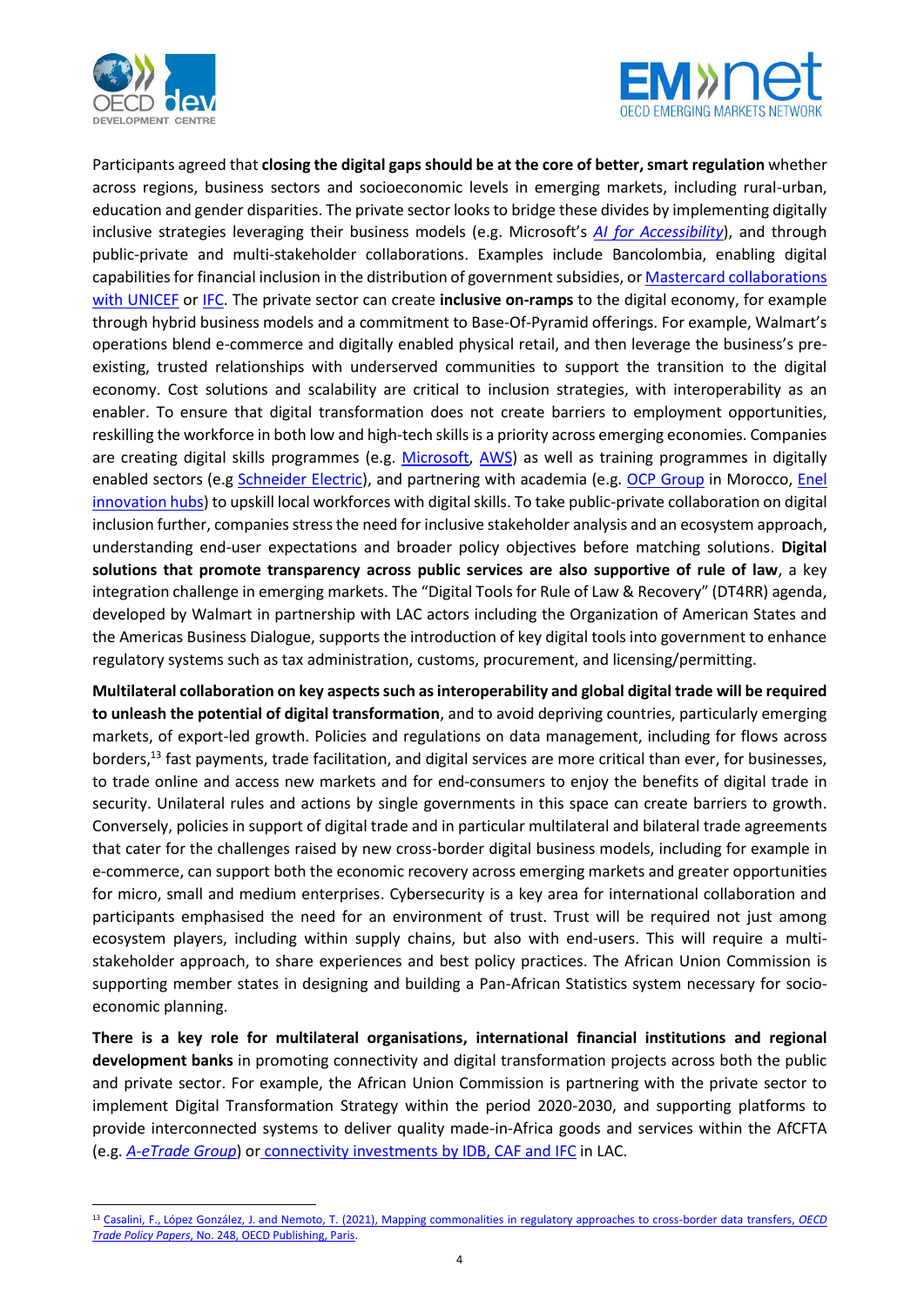Participants agreed that **closing the digital gaps should be at the core of better, smart regulation** whether across regions, business sectors and socioeconomic levels in emerging markets, including rural-urban, education and gender disparities. The private sector looks to bridge these divides by implementing digitally inclusive strategies leveraging their business models (e.g. Microsoft's *AI for Accessibility*), and through public-private and multi-stakeholder collaborations. Examples include Bancolombia, enabling digital capabilities for financial inclusion in the distribution of government subsidies, or Mastercard collaborations with UNICEF or IFC. The private sector can create **inclusive on-ramps** to the digital economy, for example through hybrid business models and a commitment to Base-Of-Pyramid offerings. For example, Walmart's operations blend e-commerce and digitally enabled physical retail, and then leverage the business's pre-existing, trusted relationships with underserved communities to support the transition to the digital economy. Cost solutions and scalability are critical to inclusion strategies, with interoperability as an enabler. To ensure that digital transformation does not create barriers to employment opportunities, reskilling the workforce in both low and high-tech skills is a priority across emerging economies. Companies are creating digital skills programmes (e.g. Microsoft, AWS) as well as training programmes in digitally enabled sectors (e.g Schneider Electric), and partnering with academia (e.g. OCP Group in Morocco, Enel innovation hubs) to upskill local workforces with digital skills. To take public-private collaboration on digital inclusion further, companies stress the need for inclusive stakeholder analysis and an ecosystem approach, understanding end-user expectations and broader policy objectives before matching solutions. **Digital solutions that promote transparency across public services are also supportive of rule of law**, a key integration challenge in emerging markets. The "Digital Tools for Rule of Law & Recovery" (DT4RR) agenda, developed by Walmart in partnership with LAC actors including the Organization of American States and the Americas Business Dialogue, supports the introduction of key digital tools into government to enhance regulatory systems such as tax administration, customs, procurement, and licensing/permitting.

**Multilateral collaboration on key aspects such as interoperability and global digital trade will be required to unleash the potential of digital transformation**, and to avoid depriving countries, particularly emerging markets, of export-led growth. Policies and regulations on data management, including for flows across borders,[13] fast payments, trade facilitation, and digital services are more critical than ever, for businesses, to trade online and access new markets and for end-consumers to enjoy the benefits of digital trade in security. Unilateral rules and actions by single governments in this space can create barriers to growth. Conversely, policies in support of digital trade and in particular multilateral and bilateral trade agreements that cater for the challenges raised by new cross-border digital business models, including for example in e-commerce, can support both the economic recovery across emerging markets and greater opportunities for micro, small and medium enterprises. Cybersecurity is a key area for international collaboration and participants emphasised the need for an environment of trust. Trust will be required not just among ecosystem players, including within supply chains, but also with end-users. This will require a multi-stakeholder approach, to share experiences and best policy practices. The African Union Commission is supporting member states in designing and building a Pan-African Statistics system necessary for socio-economic planning.

**There is a key role for multilateral organisations, international financial institutions and regional development banks** in promoting connectivity and digital transformation projects across both the public and private sector. For example, the African Union Commission is partnering with the private sector to implement Digital Transformation Strategy within the period 2020-2030, and supporting platforms to provide interconnected systems to deliver quality made-in-Africa goods and services within the AfCFTA (e.g. *A-eTrade Group*) or connectivity investments by IDB, CAF and IFC in LAC.

[13] Casalini, F., López González, J. and Nemoto, T. (2021), Mapping commonalities in regulatory approaches to cross-border data transfers, *OECD Trade Policy Papers*, No. 248, OECD Publishing, Paris.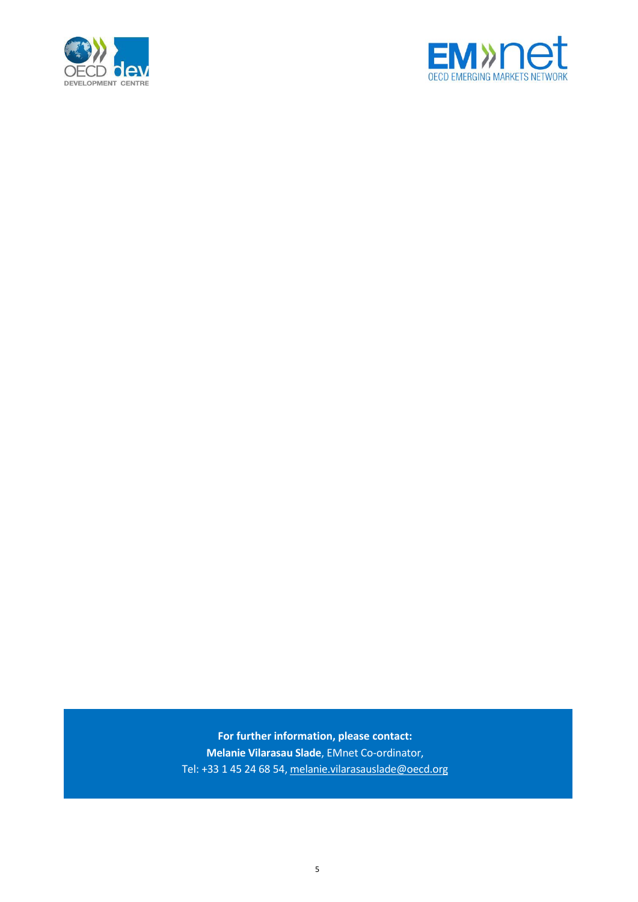**For further information, please contact:**
**Melanie Vilarasau Slade**, EMnet Co-ordinator,
Tel: +33 1 45 24 68 54, melanie.vilarasauslade@oecd.org